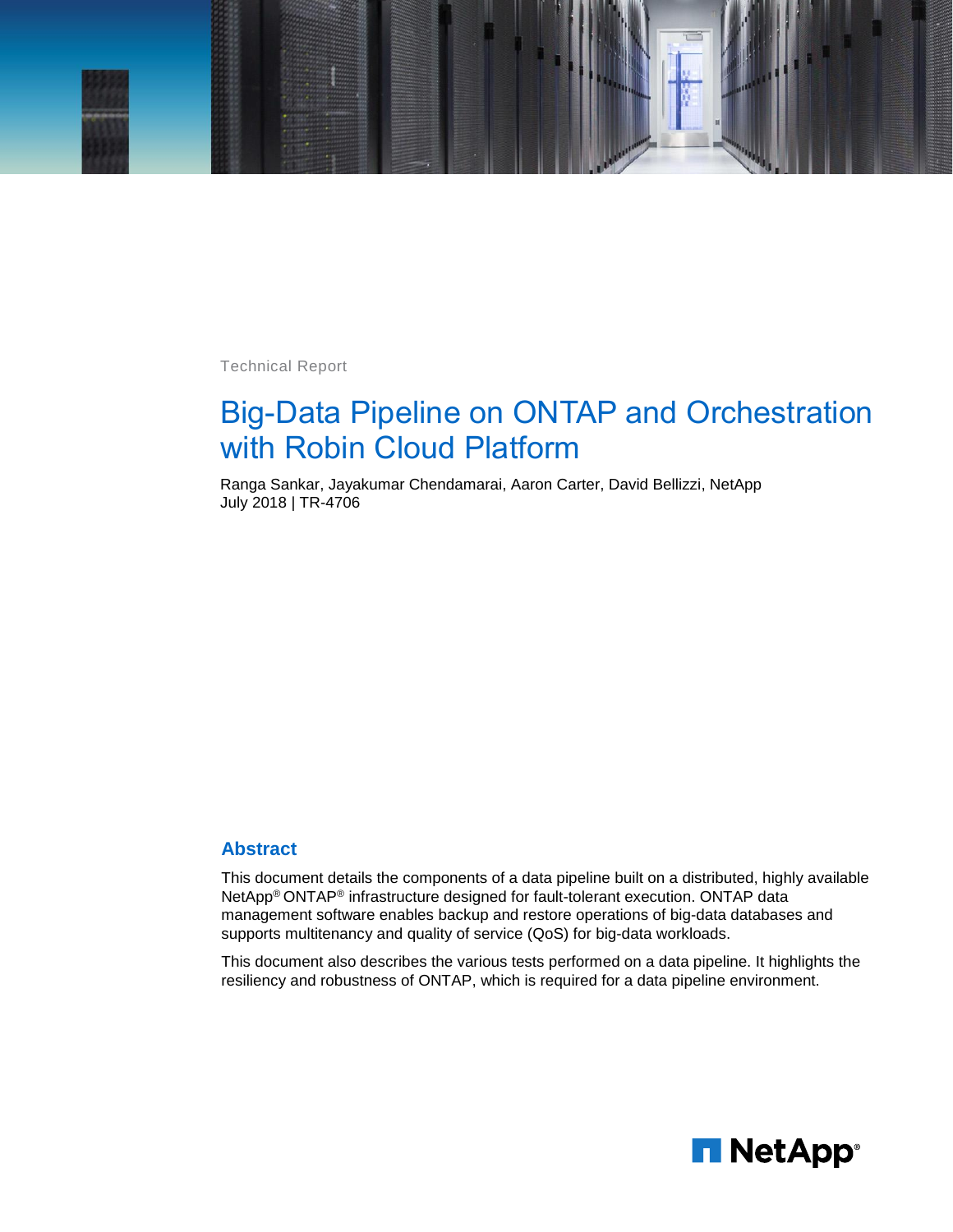Technical Report

# Big-Data Pipeline on ONTAP and Orchestration with Robin Cloud Platform

Ranga Sankar, Jayakumar Chendamarai, Aaron Carter, David Bellizzi, NetApp
July 2018 | TR-4706

## Abstract

This document details the components of a data pipeline built on a distributed, highly available NetApp® ONTAP® infrastructure designed for fault-tolerant execution. ONTAP data management software enables backup and restore operations of big-data databases and supports multitenancy and quality of service (QoS) for big-data workloads.

This document also describes the various tests performed on a data pipeline. It highlights the resiliency and robustness of ONTAP, which is required for a data pipeline environment.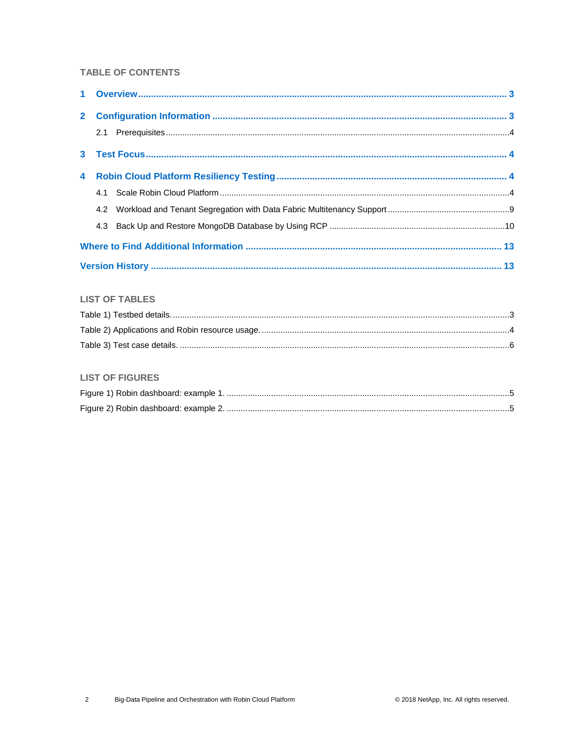## TABLE OF CONTENTS

**1 Overview** ........ 3

**2 Configuration Information** ........ 3

- 2.1 Prerequisites ........ 4

**3 Test Focus** ........ 4

**4 Robin Cloud Platform Resiliency Testing** ........ 4

- 4.1 Scale Robin Cloud Platform ........ 4
- 4.2 Workload and Tenant Segregation with Data Fabric Multitenancy Support ........ 9
- 4.3 Back Up and Restore MongoDB Database by Using RCP ........ 10

**Where to Find Additional Information** ........ 13

**Version History** ........ 13

## LIST OF TABLES

Table 1) Testbed details. ........ 3

Table 2) Applications and Robin resource usage. ........ 4

Table 3) Test case details. ........ 6

## LIST OF FIGURES

Figure 1) Robin dashboard: example 1. ........ 5

Figure 2) Robin dashboard: example 2. ........ 5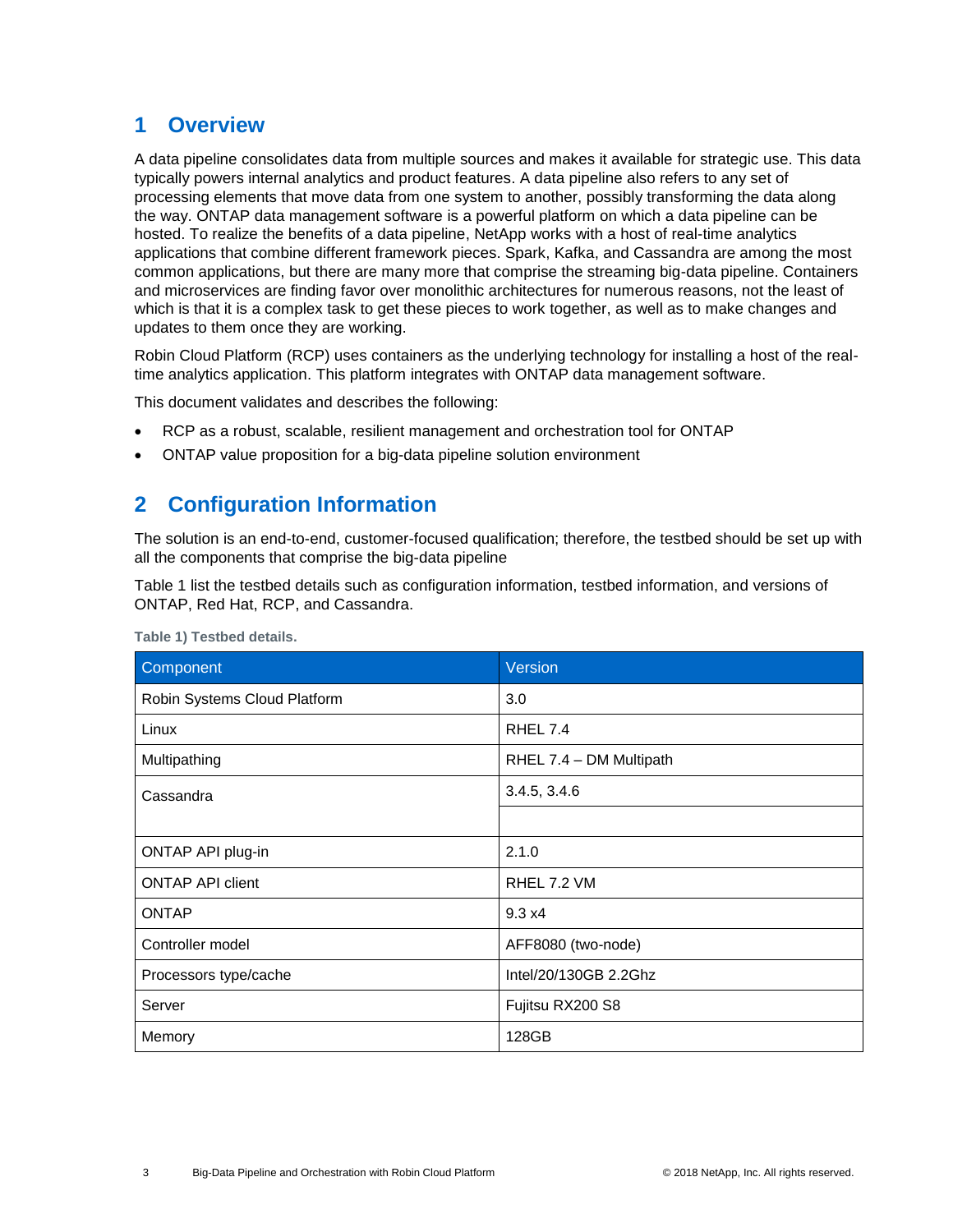# 1 Overview

A data pipeline consolidates data from multiple sources and makes it available for strategic use. This data typically powers internal analytics and product features. A data pipeline also refers to any set of processing elements that move data from one system to another, possibly transforming the data along the way. ONTAP data management software is a powerful platform on which a data pipeline can be hosted. To realize the benefits of a data pipeline, NetApp works with a host of real-time analytics applications that combine different framework pieces. Spark, Kafka, and Cassandra are among the most common applications, but there are many more that comprise the streaming big-data pipeline. Containers and microservices are finding favor over monolithic architectures for numerous reasons, not the least of which is that it is a complex task to get these pieces to work together, as well as to make changes and updates to them once they are working.

Robin Cloud Platform (RCP) uses containers as the underlying technology for installing a host of the real-time analytics application. This platform integrates with ONTAP data management software.

This document validates and describes the following:

- RCP as a robust, scalable, resilient management and orchestration tool for ONTAP
- ONTAP value proposition for a big-data pipeline solution environment

# 2 Configuration Information

The solution is an end-to-end, customer-focused qualification; therefore, the testbed should be set up with all the components that comprise the big-data pipeline

Table 1 list the testbed details such as configuration information, testbed information, and versions of ONTAP, Red Hat, RCP, and Cassandra.

**Table 1) Testbed details.**

| Component | Version |
|---|---|
| Robin Systems Cloud Platform | 3.0 |
| Linux | RHEL 7.4 |
| Multipathing | RHEL 7.4 – DM Multipath |
| Cassandra | 3.4.5, 3.4.6 |
| | |
| ONTAP API plug-in | 2.1.0 |
| ONTAP API client | RHEL 7.2 VM |
| ONTAP | 9.3 x4 |
| Controller model | AFF8080 (two-node) |
| Processors type/cache | Intel/20/130GB 2.2Ghz |
| Server | Fujitsu RX200 S8 |
| Memory | 128GB |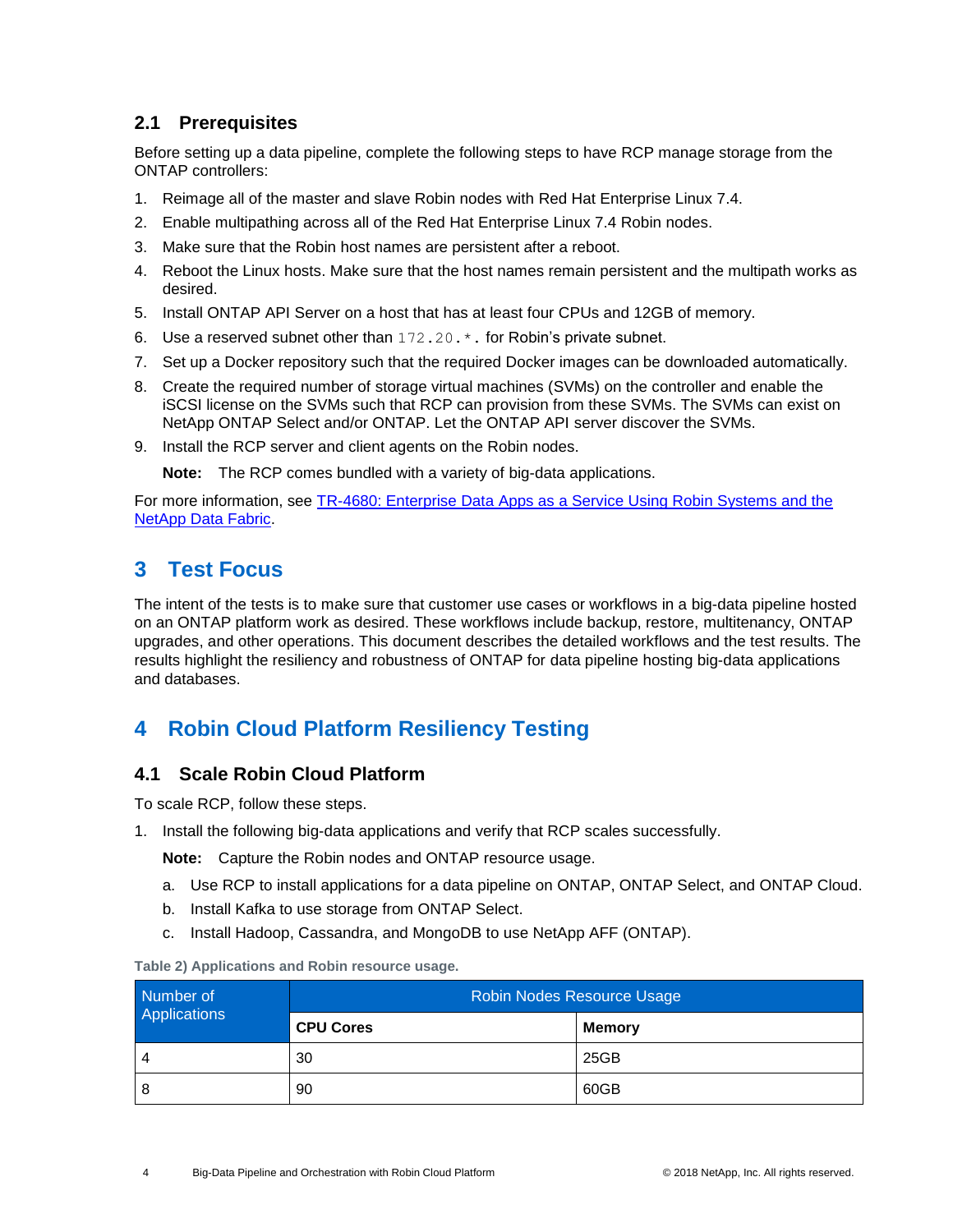### 2.1 Prerequisites

Before setting up a data pipeline, complete the following steps to have RCP manage storage from the ONTAP controllers:

1. Reimage all of the master and slave Robin nodes with Red Hat Enterprise Linux 7.4.
2. Enable multipathing across all of the Red Hat Enterprise Linux 7.4 Robin nodes.
3. Make sure that the Robin host names are persistent after a reboot.
4. Reboot the Linux hosts. Make sure that the host names remain persistent and the multipath works as desired.
5. Install ONTAP API Server on a host that has at least four CPUs and 12GB of memory.
6. Use a reserved subnet other than `172.20.*.` for Robin's private subnet.
7. Set up a Docker repository such that the required Docker images can be downloaded automatically.
8. Create the required number of storage virtual machines (SVMs) on the controller and enable the iSCSI license on the SVMs such that RCP can provision from these SVMs. The SVMs can exist on NetApp ONTAP Select and/or ONTAP. Let the ONTAP API server discover the SVMs.
9. Install the RCP server and client agents on the Robin nodes.

   **Note:** The RCP comes bundled with a variety of big-data applications.

For more information, see [TR-4680: Enterprise Data Apps as a Service Using Robin Systems and the NetApp Data Fabric](#).

## 3 Test Focus

The intent of the tests is to make sure that customer use cases or workflows in a big-data pipeline hosted on an ONTAP platform work as desired. These workflows include backup, restore, multitenancy, ONTAP upgrades, and other operations. This document describes the detailed workflows and the test results. The results highlight the resiliency and robustness of ONTAP for data pipeline hosting big-data applications and databases.

## 4 Robin Cloud Platform Resiliency Testing

### 4.1 Scale Robin Cloud Platform

To scale RCP, follow these steps.

1. Install the following big-data applications and verify that RCP scales successfully.

   **Note:** Capture the Robin nodes and ONTAP resource usage.

   a. Use RCP to install applications for a data pipeline on ONTAP, ONTAP Select, and ONTAP Cloud.

   b. Install Kafka to use storage from ONTAP Select.

   c. Install Hadoop, Cassandra, and MongoDB to use NetApp AFF (ONTAP).

**Table 2) Applications and Robin resource usage.**

| Number of Applications | Robin Nodes Resource Usage | |
|---|---|---|
| | **CPU Cores** | **Memory** |
| 4 | 30 | 25GB |
| 8 | 90 | 60GB |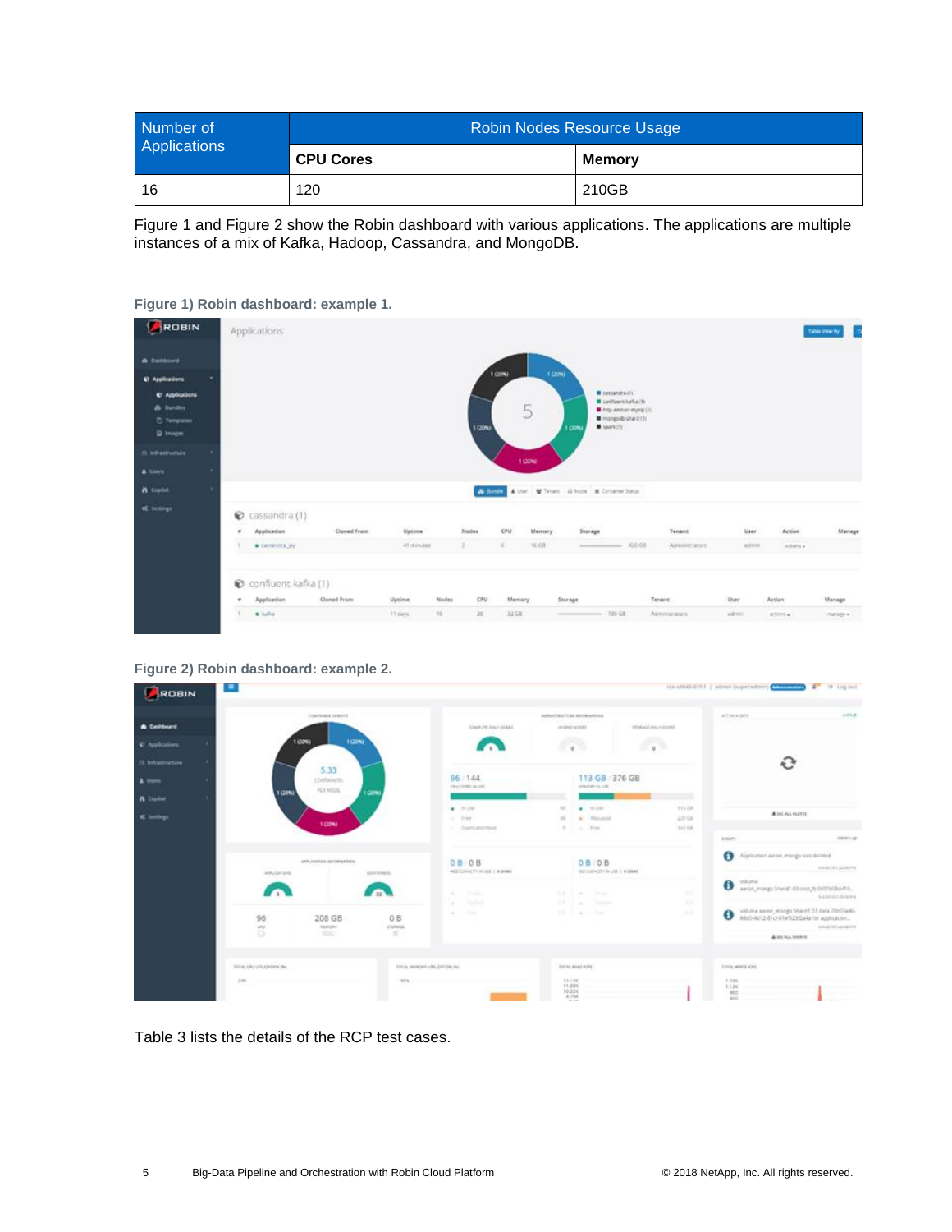| Number of Applications | Robin Nodes Resource Usage | |
|---|---|---|
| | CPU Cores | Memory |
| 16 | 120 | 210GB |

Figure 1 and Figure 2 show the Robin dashboard with various applications. The applications are multiple instances of a mix of Kafka, Hadoop, Cassandra, and MongoDB.

**Figure 1) Robin dashboard: example 1.**

**Figure 2) Robin dashboard: example 2.**

Table 3 lists the details of the RCP test cases.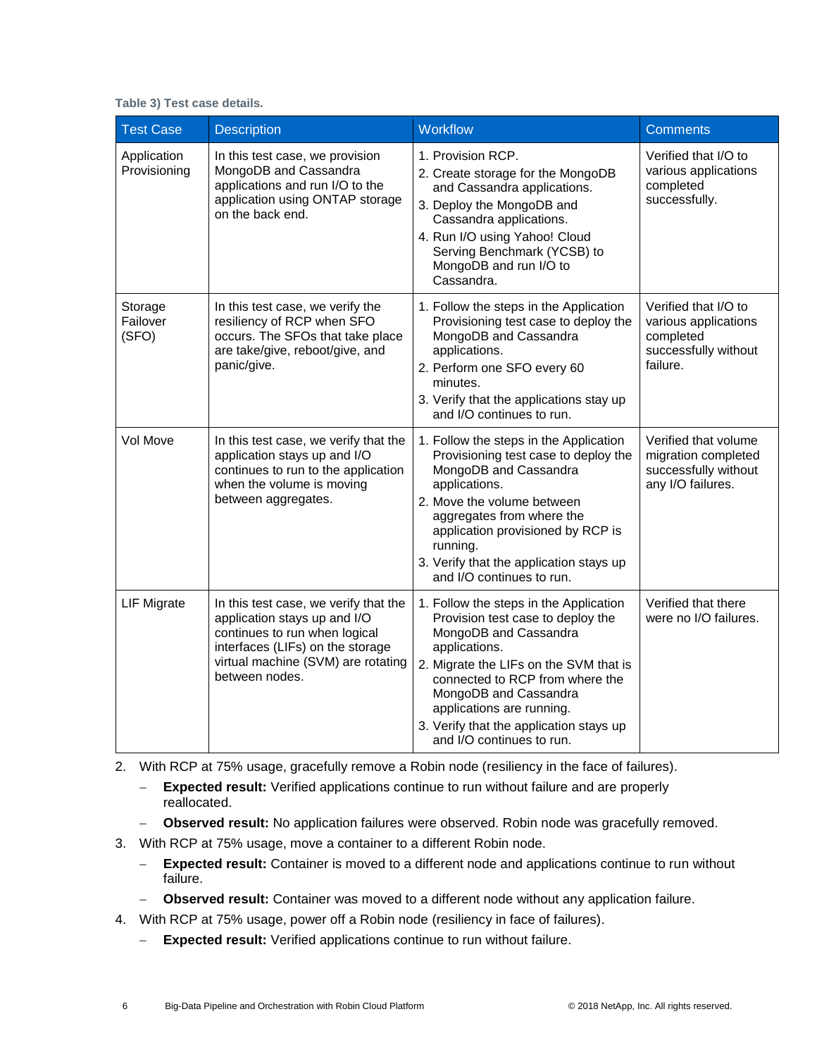**Table 3) Test case details.**

| Test Case | Description | Workflow | Comments |
| --- | --- | --- | --- |
| Application Provisioning | In this test case, we provision MongoDB and Cassandra applications and run I/O to the application using ONTAP storage on the back end. | 1. Provision RCP.<br>2. Create storage for the MongoDB and Cassandra applications.<br>3. Deploy the MongoDB and Cassandra applications.<br>4. Run I/O using Yahoo! Cloud Serving Benchmark (YCSB) to MongoDB and run I/O to Cassandra. | Verified that I/O to various applications completed successfully. |
| Storage Failover (SFO) | In this test case, we verify the resiliency of RCP when SFO occurs. The SFOs that take place are take/give, reboot/give, and panic/give. | 1. Follow the steps in the Application Provisioning test case to deploy the MongoDB and Cassandra applications.<br>2. Perform one SFO every 60 minutes.<br>3. Verify that the applications stay up and I/O continues to run. | Verified that I/O to various applications completed successfully without failure. |
| Vol Move | In this test case, we verify that the application stays up and I/O continues to run to the application when the volume is moving between aggregates. | 1. Follow the steps in the Application Provisioning test case to deploy the MongoDB and Cassandra applications.<br>2. Move the volume between aggregates from where the application provisioned by RCP is running.<br>3. Verify that the application stays up and I/O continues to run. | Verified that volume migration completed successfully without any I/O failures. |
| LIF Migrate | In this test case, we verify that the application stays up and I/O continues to run when logical interfaces (LIFs) on the storage virtual machine (SVM) are rotating between nodes. | 1. Follow the steps in the Application Provision test case to deploy the MongoDB and Cassandra applications.<br>2. Migrate the LIFs on the SVM that is connected to RCP from where the MongoDB and Cassandra applications are running.<br>3. Verify that the application stays up and I/O continues to run. | Verified that there were no I/O failures. |

2. With RCP at 75% usage, gracefully remove a Robin node (resiliency in the face of failures).
   - **Expected result:** Verified applications continue to run without failure and are properly reallocated.
   - **Observed result:** No application failures were observed. Robin node was gracefully removed.
3. With RCP at 75% usage, move a container to a different Robin node.
   - **Expected result:** Container is moved to a different node and applications continue to run without failure.
   - **Observed result:** Container was moved to a different node without any application failure.
4. With RCP at 75% usage, power off a Robin node (resiliency in face of failures).
   - **Expected result:** Verified applications continue to run without failure.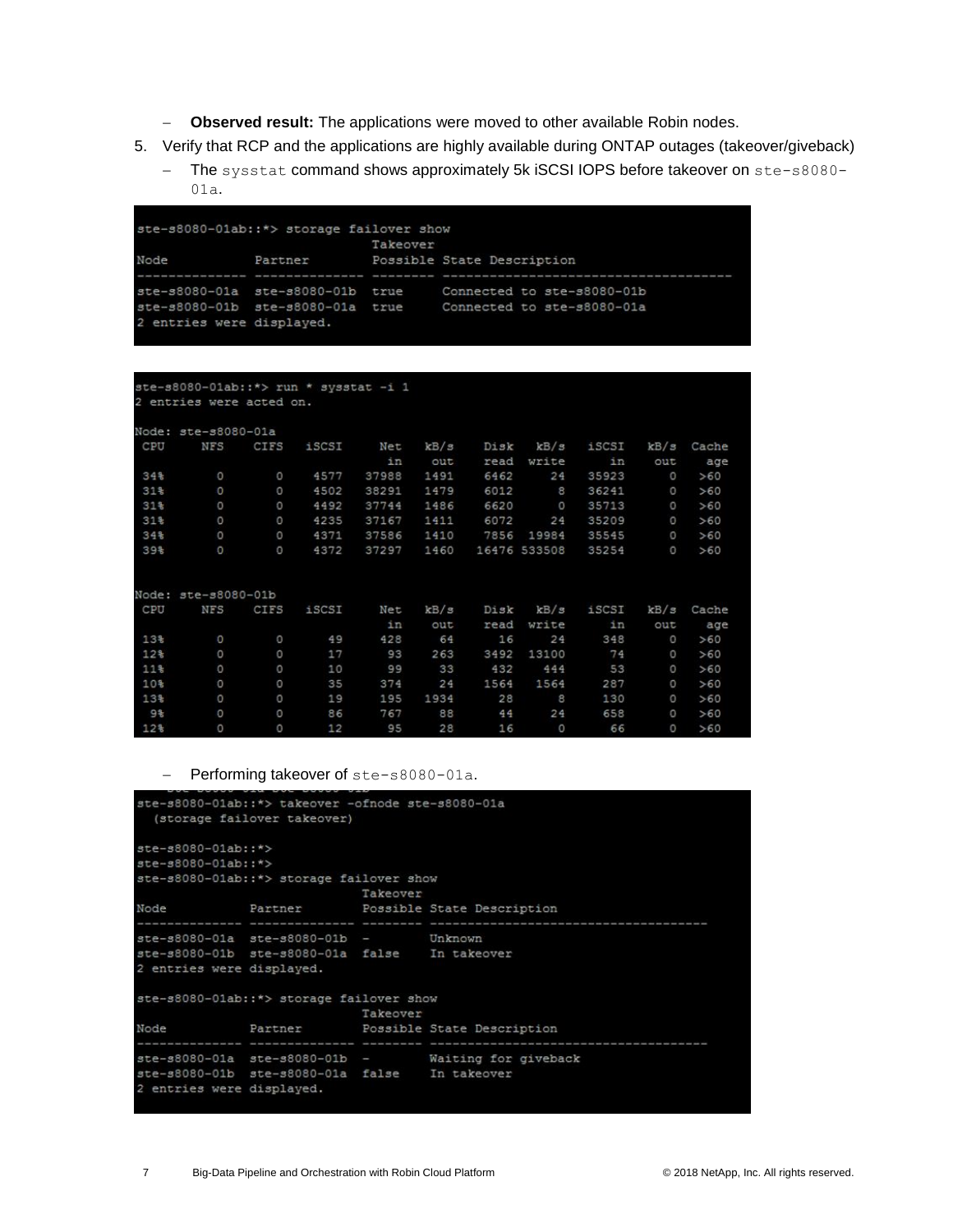- **Observed result:** The applications were moved to other available Robin nodes.

5. Verify that RCP and the applications are highly available during ONTAP outages (takeover/giveback)

   - The `sysstat` command shows approximately 5k iSCSI IOPS before takeover on `ste-s8080-01a`.

```
ste-s8080-01ab::*> storage failover show
                              Takeover
Node           Partner        Possible State Description
-------------- -------------- -------- -------------------------------------
ste-s8080-01a  ste-s8080-01b  true     Connected to ste-s8080-01b
ste-s8080-01b  ste-s8080-01a  true     Connected to ste-s8080-01a
2 entries were displayed.
```

```
ste-s8080-01ab::*> run * sysstat -i 1
2 entries were acted on.

Node: ste-s8080-01a
 CPU     NFS    CIFS   iSCSI     Net   kB/s     Disk   kB/s    iSCSI   kB/s  Cache
                                  in    out     read  write       in    out    age
 34%       0       0    4577   37988   1491     6462     24    35923      0    >60
 31%       0       0    4502   38291   1479     6012      8    36241      0    >60
 31%       0       0    4492   37744   1486     6620      0    35713      0    >60
 31%       0       0    4235   37167   1411     6072     24    35209      0    >60
 34%       0       0    4371   37586   1410     7856  19984    35545      0    >60
 39%       0       0    4372   37297   1460    16476 533508    35254      0    >60


Node: ste-s8080-01b
 CPU     NFS    CIFS   iSCSI     Net   kB/s     Disk   kB/s    iSCSI   kB/s  Cache
                                  in    out     read  write       in    out    age
 13%       0       0      49     428     64       16     24      348      0    >60
 12%       0       0      17      93    263     3492  13100       74      0    >60
 11%       0       0      10      99     33      432    444       53      0    >60
 10%       0       0      35     374     24     1564   1564      287      0    >60
 13%       0       0      19     195   1934       28      8      130      0    >60
  9%       0       0      86     767     88       44     24      658      0    >60
 12%       0       0      12      95     28       16      0       66      0    >60
```

   - Performing takeover of `ste-s8080-01a`.

```
ste-s8080-01ab::*> takeover -ofnode ste-s8080-01a
  (storage failover takeover)

ste-s8080-01ab::*>
ste-s8080-01ab::*>
ste-s8080-01ab::*> storage failover show
                              Takeover
Node           Partner        Possible State Description
-------------- -------------- -------- -------------------------------------
ste-s8080-01a  ste-s8080-01b  -        Unknown
ste-s8080-01b  ste-s8080-01a  false    In takeover
2 entries were displayed.

ste-s8080-01ab::*> storage failover show
                              Takeover
Node           Partner        Possible State Description
-------------- -------------- -------- -------------------------------------
ste-s8080-01a  ste-s8080-01b  -        Waiting for giveback
ste-s8080-01b  ste-s8080-01a  false    In takeover
2 entries were displayed.
```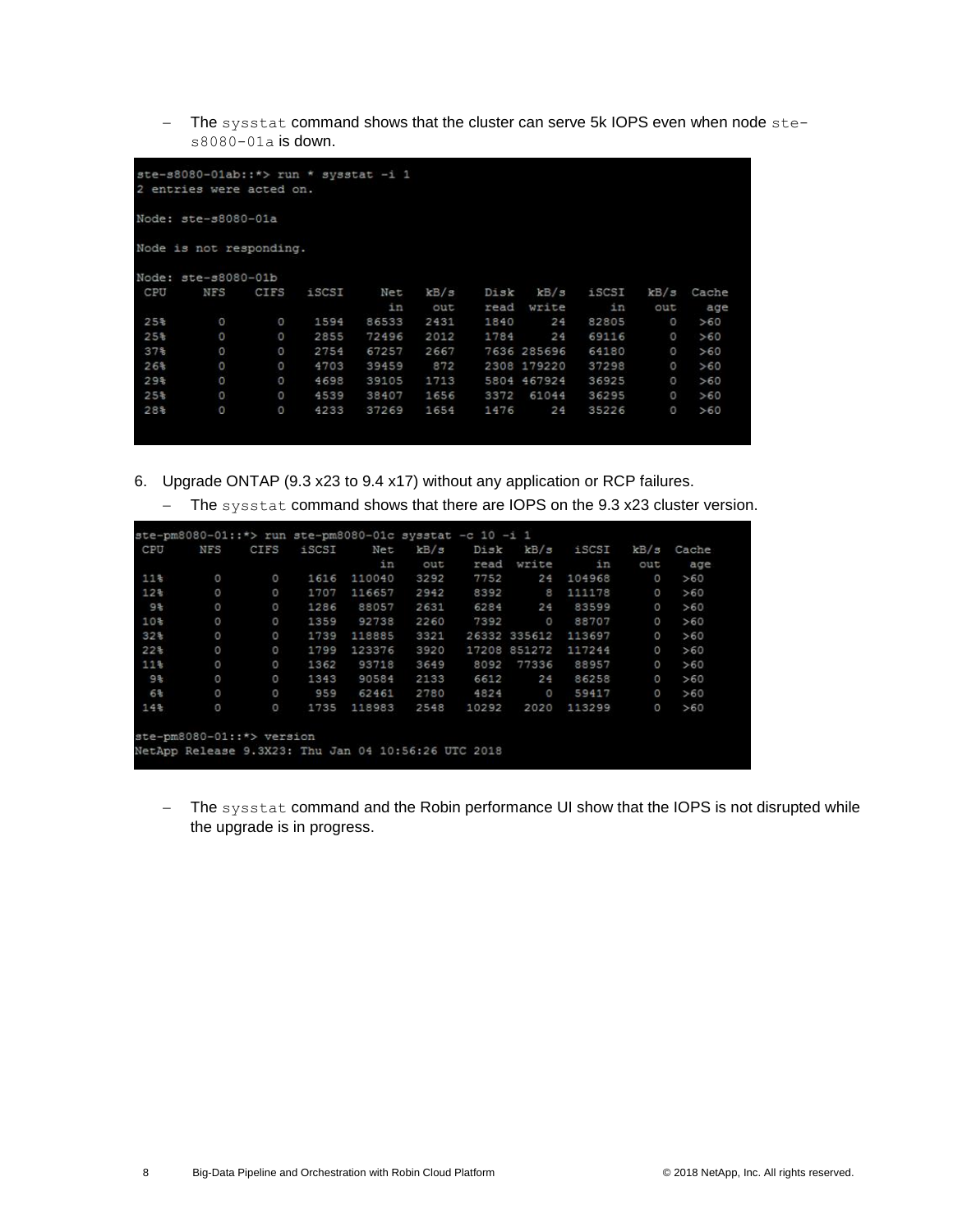- The `sysstat` command shows that the cluster can serve 5k IOPS even when node `ste-s8080-01a` is down.

```
ste-s8080-01ab::*> run * sysstat -i 1
2 entries were acted on.

Node: ste-s8080-01a

Node is not responding.

Node: ste-s8080-01b
 CPU     NFS    CIFS   iSCSI     Net   kB/s    Disk   kB/s   iSCSI   kB/s  Cache
                                  in    out    read  write      in    out    age
 25%       0       0    1594   86533   2431    1840     24   82805      0    >60
 25%       0       0    2855   72496   2012    1784     24   69116      0    >60
 37%       0       0    2754   67257   2667    7636 285696  64180      0    >60
 26%       0       0    4703   39459    872    2308 179220  37298      0    >60
 29%       0       0    4698   39105   1713    5804 467924  36925      0    >60
 25%       0       0    4539   38407   1656    3372  61044  36295      0    >60
 28%       0       0    4233   37269   1654    1476     24  35226      0    >60
```

6. Upgrade ONTAP (9.3 x23 to 9.4 x17) without any application or RCP failures.
   - The `sysstat` command shows that there are IOPS on the 9.3 x23 cluster version.

```
ste-pm8080-01::*> run ste-pm8080-01c sysstat -c 10 -i 1
 CPU     NFS    CIFS   iSCSI     Net   kB/s    Disk   kB/s   iSCSI   kB/s  Cache
                                  in    out    read  write      in    out    age
 11%       0       0    1616  110040   3292    7752     24  104968      0    >60
 12%       0       0    1707  116657   2942    8392      8  111178      0    >60
  9%       0       0    1286   88057   2631    6284     24   83599      0    >60
 10%       0       0    1359   92738   2260    7392      0   88707      0    >60
 32%       0       0    1739  118885   3321   26332 335612 113697      0    >60
 22%       0       0    1799  123376   3920   17208 851272 117244      0    >60
 11%       0       0    1362   93718   3649    8092  77336   88957      0    >60
  9%       0       0    1343   90584   2133    6612     24   86258      0    >60
  6%       0       0     959   62461   2780    4824      0   59417      0    >60
 14%       0       0    1735  118983   2548   10292   2020  113299      0    >60

ste-pm8080-01::*> version
NetApp Release 9.3X23: Thu Jan 04 10:56:26 UTC 2018
```

   - The `sysstat` command and the Robin performance UI show that the IOPS is not disrupted while the upgrade is in progress.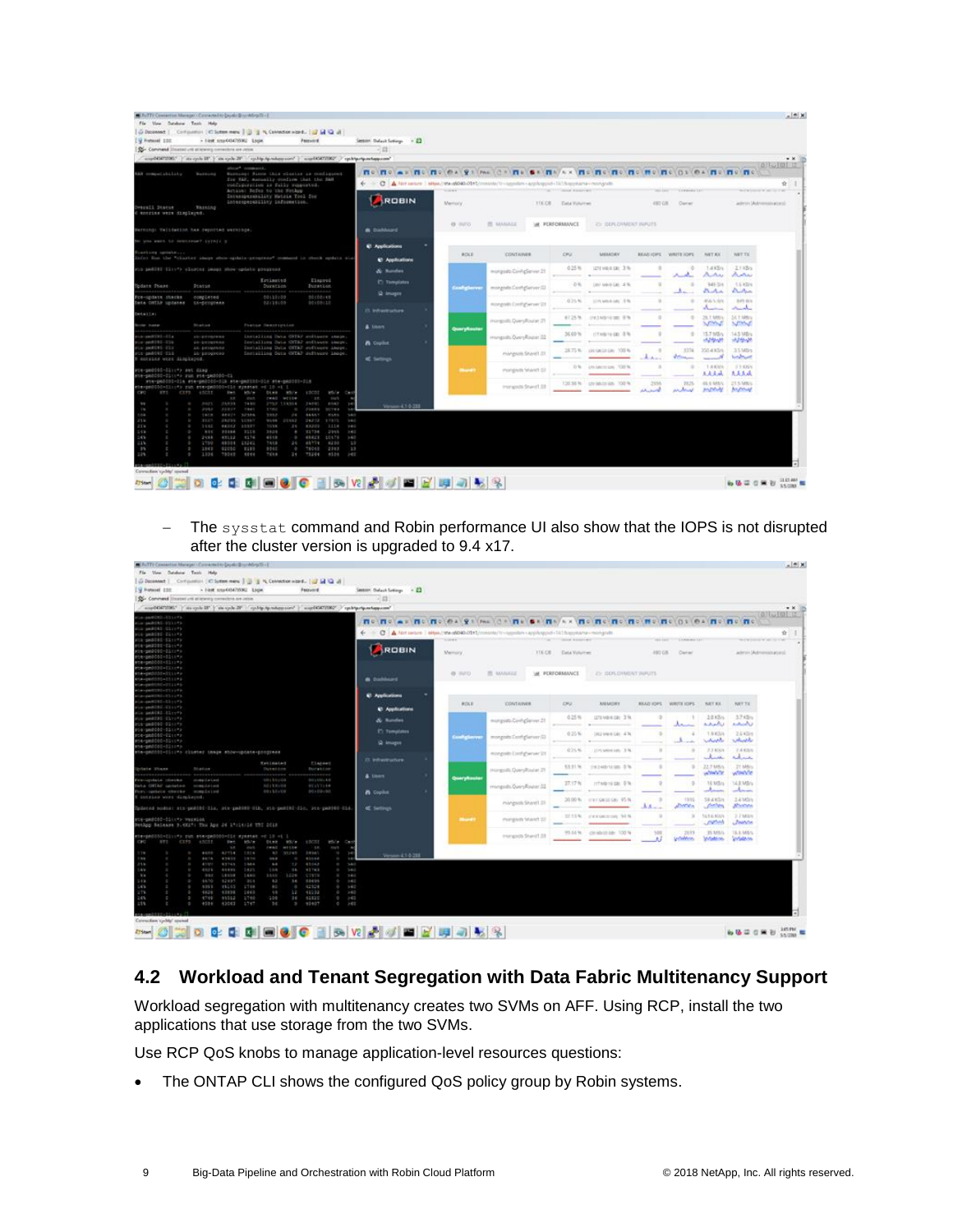– The `sysstat` command and Robin performance UI also show that the IOPS is not disrupted after the cluster version is upgraded to 9.4 x17.

## 4.2 Workload and Tenant Segregation with Data Fabric Multitenancy Support

Workload segregation with multitenancy creates two SVMs on AFF. Using RCP, install the two applications that use storage from the two SVMs.

Use RCP QoS knobs to manage application-level resources questions:

- The ONTAP CLI shows the configured QoS policy group by Robin systems.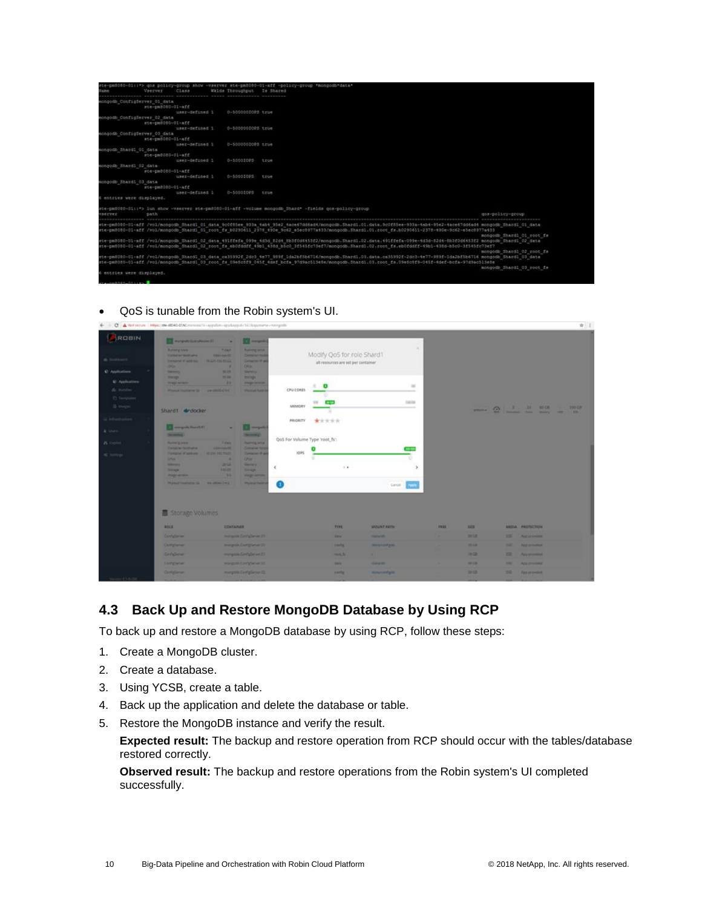- QoS is tunable from the Robin system's UI.

### 4.3 Back Up and Restore MongoDB Database by Using RCP

To back up and restore a MongoDB database by using RCP, follow these steps:

1. Create a MongoDB cluster.
2. Create a database.
3. Using YCSB, create a table.
4. Back up the application and delete the database or table.
5. Restore the MongoDB instance and verify the result.

   **Expected result:** The backup and restore operation from RCP should occur with the tables/database restored correctly.

   **Observed result:** The backup and restore operations from the Robin system's UI completed successfully.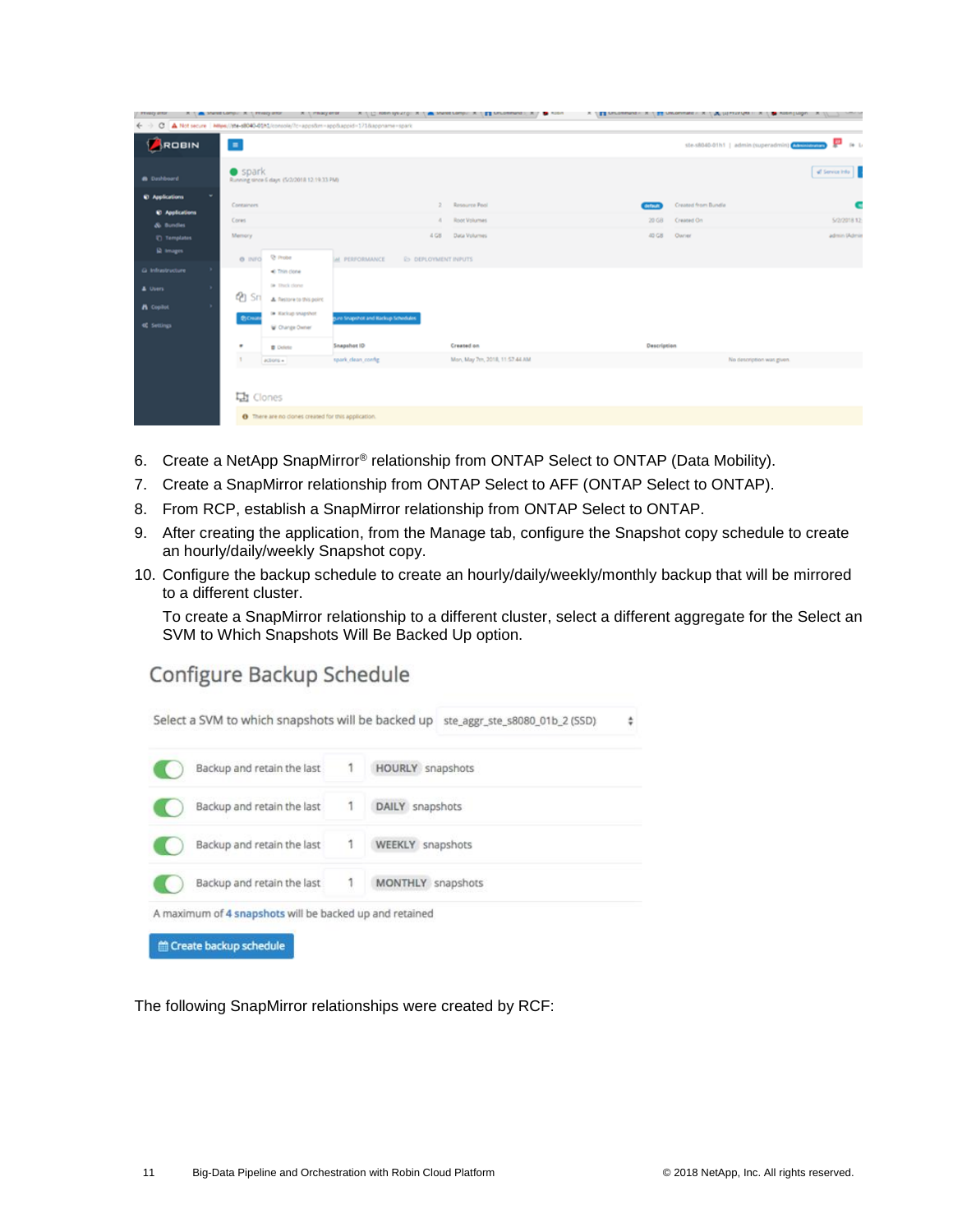6. Create a NetApp SnapMirror® relationship from ONTAP Select to ONTAP (Data Mobility).
7. Create a SnapMirror relationship from ONTAP Select to AFF (ONTAP Select to ONTAP).
8. From RCP, establish a SnapMirror relationship from ONTAP Select to ONTAP.
9. After creating the application, from the Manage tab, configure the Snapshot copy schedule to create an hourly/daily/weekly Snapshot copy.
10. Configure the backup schedule to create an hourly/daily/weekly/monthly backup that will be mirrored to a different cluster.

    To create a SnapMirror relationship to a different cluster, select a different aggregate for the Select an SVM to Which Snapshots Will Be Backed Up option.

The following SnapMirror relationships were created by RCF: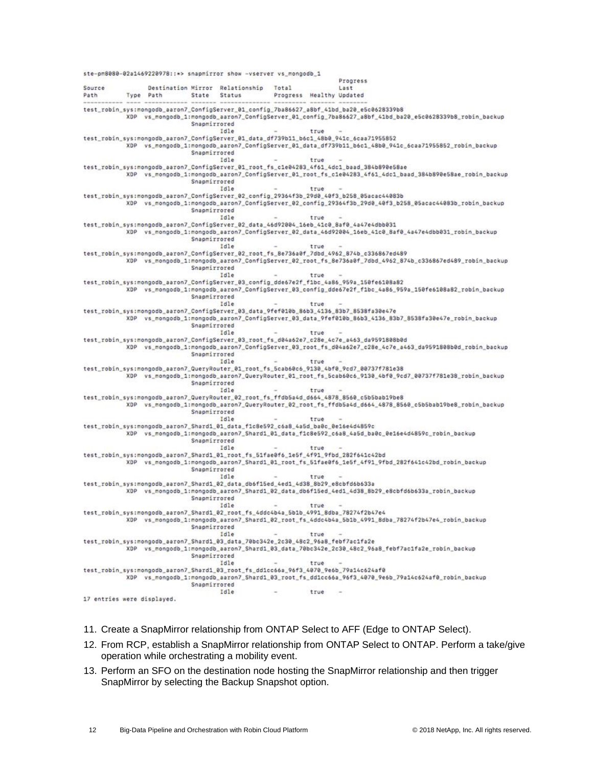```
ste-pm8080-02a1469220978::*> snapmirror show -vserver vs_mongodb_1
                                                                    Progress
Source            Destination Mirror  Relationship   Total             Last
Path        Type  Path        State   Status         Progress  Healthy Updated
----------- ---- ------------ ------- -------------- --------- ------- --------
test_robin_sys:mongodb_aaron7_ConfigServer_01_config_7ba86627_a8bf_41bd_ba20_e5c0628339b8
            XDP  vs_mongodb_1:mongodb_aaron7_ConfigServer_01_config_7ba86627_a8bf_41bd_ba20_e5c0628339b8_robin_backup
                              Snapmirrored
                                      Idle           -         true    -
test_robin_sys:mongodb_aaron7_ConfigServer_01_data_df739b11_b6c1_48b0_941c_6caa71955852
            XDP  vs_mongodb_1:mongodb_aaron7_ConfigServer_01_data_df739b11_b6c1_48b0_941c_6caa71955852_robin_backup
                              Snapmirrored
                                      Idle           -         true    -
test_robin_sys:mongodb_aaron7_ConfigServer_01_root_fs_c1e04283_4f61_4dc1_baad_384b890e58ae
            XDP  vs_mongodb_1:mongodb_aaron7_ConfigServer_01_root_fs_c1e04283_4f61_4dc1_baad_384b890e58ae_robin_backup
                              Snapmirrored
                                      Idle           -         true    -
test_robin_sys:mongodb_aaron7_ConfigServer_02_config_29364f3b_29d0_40f3_b258_05acac44083b
            XDP  vs_mongodb_1:mongodb_aaron7_ConfigServer_02_config_29364f3b_29d0_40f3_b258_05acac44083b_robin_backup
                              Snapmirrored
                                      Idle           -         true    -
test_robin_sys:mongodb_aaron7_ConfigServer_02_data_46d92004_16eb_41c0_8af0_4a47e4dbb031
            XDP  vs_mongodb_1:mongodb_aaron7_ConfigServer_02_data_46d92004_16eb_41c0_8af0_4a47e4dbb031_robin_backup
                              Snapmirrored
                                      Idle           -         true    -
test_robin_sys:mongodb_aaron7_ConfigServer_02_root_fs_8e736a0f_7dbd_4962_874b_c336867ed489
            XDP  vs_mongodb_1:mongodb_aaron7_ConfigServer_02_root_fs_8e736a0f_7dbd_4962_874b_c336867ed489_robin_backup
                              Snapmirrored
                                      Idle           -         true    -
test_robin_sys:mongodb_aaron7_ConfigServer_03_config_dde67e2f_f1bc_4a86_959a_150fe6108a82
            XDP  vs_mongodb_1:mongodb_aaron7_ConfigServer_03_config_dde67e2f_f1bc_4a86_959a_150fe6108a82_robin_backup
                              Snapmirrored
                                      Idle           -         true    -
test_robin_sys:mongodb_aaron7_ConfigServer_03_data_9fef010b_86b3_4136_83b7_8538fa30e47e
            XDP  vs_mongodb_1:mongodb_aaron7_ConfigServer_03_data_9fef010b_86b3_4136_83b7_8538fa30e47e_robin_backup
                              Snapmirrored
                                      Idle           -         true    -
test_robin_sys:mongodb_aaron7_ConfigServer_03_root_fs_d04a62e7_c28e_4c7e_a463_da9591808b0d
            XDP  vs_mongodb_1:mongodb_aaron7_ConfigServer_03_root_fs_d04a62e7_c28e_4c7e_a463_da9591808b0d_robin_backup
                              Snapmirrored
                                      Idle           -         true    -
test_robin_sys:mongodb_aaron7_QueryRouter_01_root_fs_5cab60c6_9130_4bf0_9cd7_00737f781e38
            XDP  vs_mongodb_1:mongodb_aaron7_QueryRouter_01_root_fs_5cab60c6_9130_4bf0_9cd7_00737f781e38_robin_backup
                              Snapmirrored
                                      Idle           -         true    -
test_robin_sys:mongodb_aaron7_QueryRouter_02_root_fs_ffdb5a4d_d664_4878_8560_c5b5bab19be8
            XDP  vs_mongodb_1:mongodb_aaron7_QueryRouter_02_root_fs_ffdb5a4d_d664_4878_8560_c5b5bab19be8_robin_backup
                              Snapmirrored
                                      Idle           -         true    -
test_robin_sys:mongodb_aaron7_Shard1_01_data_f1c8e592_c6a8_4a5d_ba0c_0e16e4d4859c
            XDP  vs_mongodb_1:mongodb_aaron7_Shard1_01_data_f1c8e592_c6a8_4a5d_ba0c_0e16e4d4859c_robin_backup
                              Snapmirrored
                                      Idle           -         true    -
test_robin_sys:mongodb_aaron7_Shard1_01_root_fs_51fae0f6_1e5f_4f91_9fbd_282f641c42bd
            XDP  vs_mongodb_1:mongodb_aaron7_Shard1_01_root_fs_51fae0f6_1e5f_4f91_9fbd_282f641c42bd_robin_backup
                              Snapmirrored
                                      Idle           -         true    -
test_robin_sys:mongodb_aaron7_Shard1_02_data_db6f15ed_4ed1_4d38_8b29_e8cbfd6b633a
            XDP  vs_mongodb_1:mongodb_aaron7_Shard1_02_data_db6f15ed_4ed1_4d38_8b29_e8cbfd6b633a_robin_backup
                              Snapmirrored
                                      Idle           -         true    -
test_robin_sys:mongodb_aaron7_Shard1_02_root_fs_4ddc4b4a_5b1b_4991_8dba_78274f2b47e4
            XDP  vs_mongodb_1:mongodb_aaron7_Shard1_02_root_fs_4ddc4b4a_5b1b_4991_8dba_78274f2b47e4_robin_backup
                              Snapmirrored
                                      Idle           -         true    -
test_robin_sys:mongodb_aaron7_Shard1_03_data_70bc342e_2c30_48c2_96a8_febf7ac1fa2e
            XDP  vs_mongodb_1:mongodb_aaron7_Shard1_03_data_70bc342e_2c30_48c2_96a8_febf7ac1fa2e_robin_backup
                              Snapmirrored
                                      Idle           -         true    -
test_robin_sys:mongodb_aaron7_Shard1_03_root_fs_dd1cc66a_96f3_4070_9e6b_79a14c624af0
            XDP  vs_mongodb_1:mongodb_aaron7_Shard1_03_root_fs_dd1cc66a_96f3_4070_9e6b_79a14c624af0_robin_backup
                              Snapmirrored
                                      Idle           -         true    -
17 entries were displayed.
```

11. Create a SnapMirror relationship from ONTAP Select to AFF (Edge to ONTAP Select).
12. From RCP, establish a SnapMirror relationship from ONTAP Select to ONTAP. Perform a take/give operation while orchestrating a mobility event.
13. Perform an SFO on the destination node hosting the SnapMirror relationship and then trigger SnapMirror by selecting the Backup Snapshot option.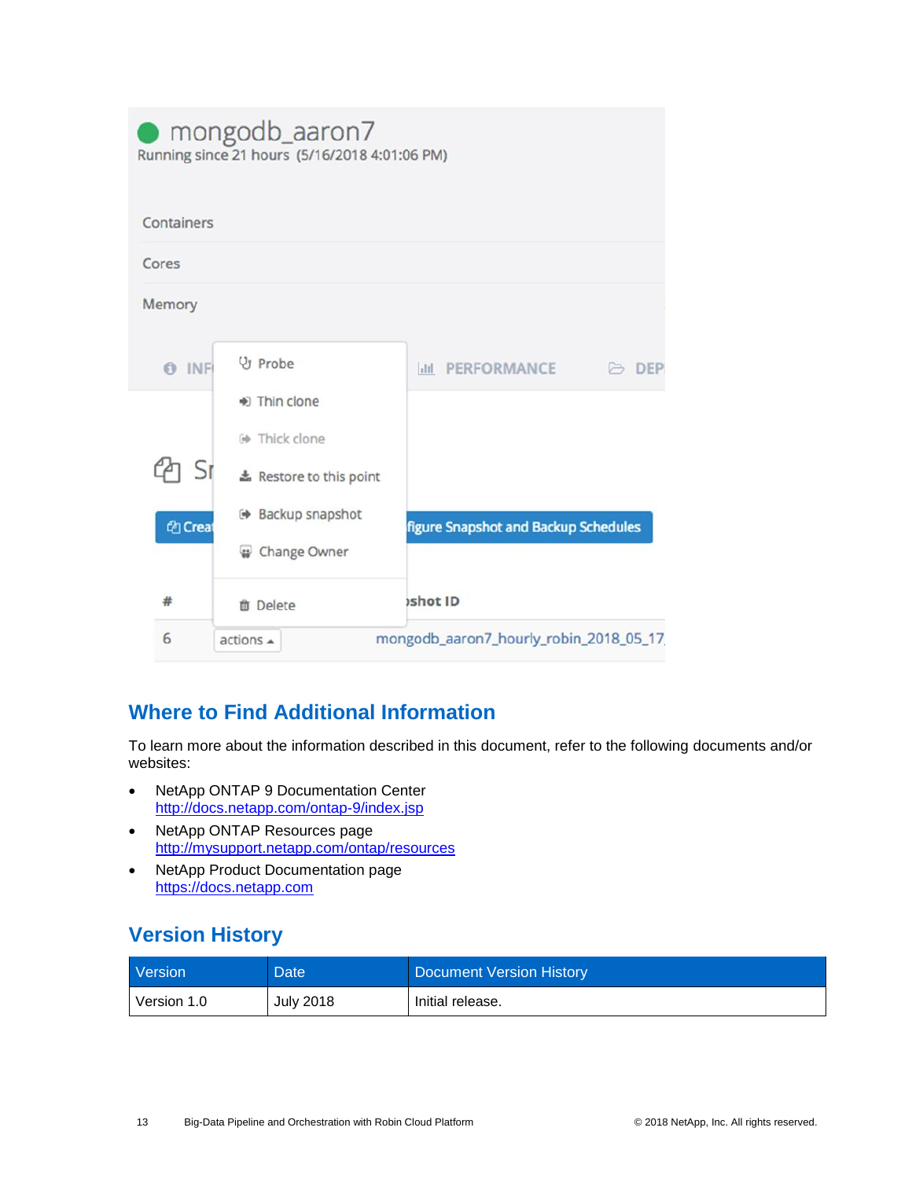## Where to Find Additional Information

To learn more about the information described in this document, refer to the following documents and/or websites:

- NetApp ONTAP 9 Documentation Center
  http://docs.netapp.com/ontap-9/index.jsp
- NetApp ONTAP Resources page
  http://mysupport.netapp.com/ontap/resources
- NetApp Product Documentation page
  https://docs.netapp.com

## Version History

| Version | Date | Document Version History |
|---|---|---|
| Version 1.0 | July 2018 | Initial release. |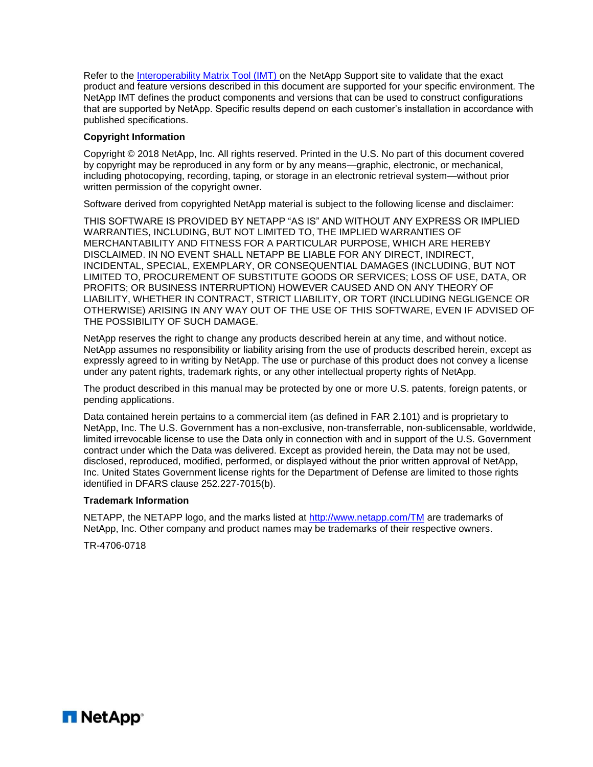Refer to the [Interoperability Matrix Tool (IMT)](#) on the NetApp Support site to validate that the exact product and feature versions described in this document are supported for your specific environment. The NetApp IMT defines the product components and versions that can be used to construct configurations that are supported by NetApp. Specific results depend on each customer's installation in accordance with published specifications.

**Copyright Information**

Copyright © 2018 NetApp, Inc. All rights reserved. Printed in the U.S. No part of this document covered by copyright may be reproduced in any form or by any means—graphic, electronic, or mechanical, including photocopying, recording, taping, or storage in an electronic retrieval system—without prior written permission of the copyright owner.

Software derived from copyrighted NetApp material is subject to the following license and disclaimer:

THIS SOFTWARE IS PROVIDED BY NETAPP "AS IS" AND WITHOUT ANY EXPRESS OR IMPLIED WARRANTIES, INCLUDING, BUT NOT LIMITED TO, THE IMPLIED WARRANTIES OF MERCHANTABILITY AND FITNESS FOR A PARTICULAR PURPOSE, WHICH ARE HEREBY DISCLAIMED. IN NO EVENT SHALL NETAPP BE LIABLE FOR ANY DIRECT, INDIRECT, INCIDENTAL, SPECIAL, EXEMPLARY, OR CONSEQUENTIAL DAMAGES (INCLUDING, BUT NOT LIMITED TO, PROCUREMENT OF SUBSTITUTE GOODS OR SERVICES; LOSS OF USE, DATA, OR PROFITS; OR BUSINESS INTERRUPTION) HOWEVER CAUSED AND ON ANY THEORY OF LIABILITY, WHETHER IN CONTRACT, STRICT LIABILITY, OR TORT (INCLUDING NEGLIGENCE OR OTHERWISE) ARISING IN ANY WAY OUT OF THE USE OF THIS SOFTWARE, EVEN IF ADVISED OF THE POSSIBILITY OF SUCH DAMAGE.

NetApp reserves the right to change any products described herein at any time, and without notice. NetApp assumes no responsibility or liability arising from the use of products described herein, except as expressly agreed to in writing by NetApp. The use or purchase of this product does not convey a license under any patent rights, trademark rights, or any other intellectual property rights of NetApp.

The product described in this manual may be protected by one or more U.S. patents, foreign patents, or pending applications.

Data contained herein pertains to a commercial item (as defined in FAR 2.101) and is proprietary to NetApp, Inc. The U.S. Government has a non-exclusive, non-transferrable, non-sublicensable, worldwide, limited irrevocable license to use the Data only in connection with and in support of the U.S. Government contract under which the Data was delivered. Except as provided herein, the Data may not be used, disclosed, reproduced, modified, performed, or displayed without the prior written approval of NetApp, Inc. United States Government license rights for the Department of Defense are limited to those rights identified in DFARS clause 252.227-7015(b).

**Trademark Information**

NETAPP, the NETAPP logo, and the marks listed at http://www.netapp.com/TM are trademarks of NetApp, Inc. Other company and product names may be trademarks of their respective owners.

TR-4706-0718